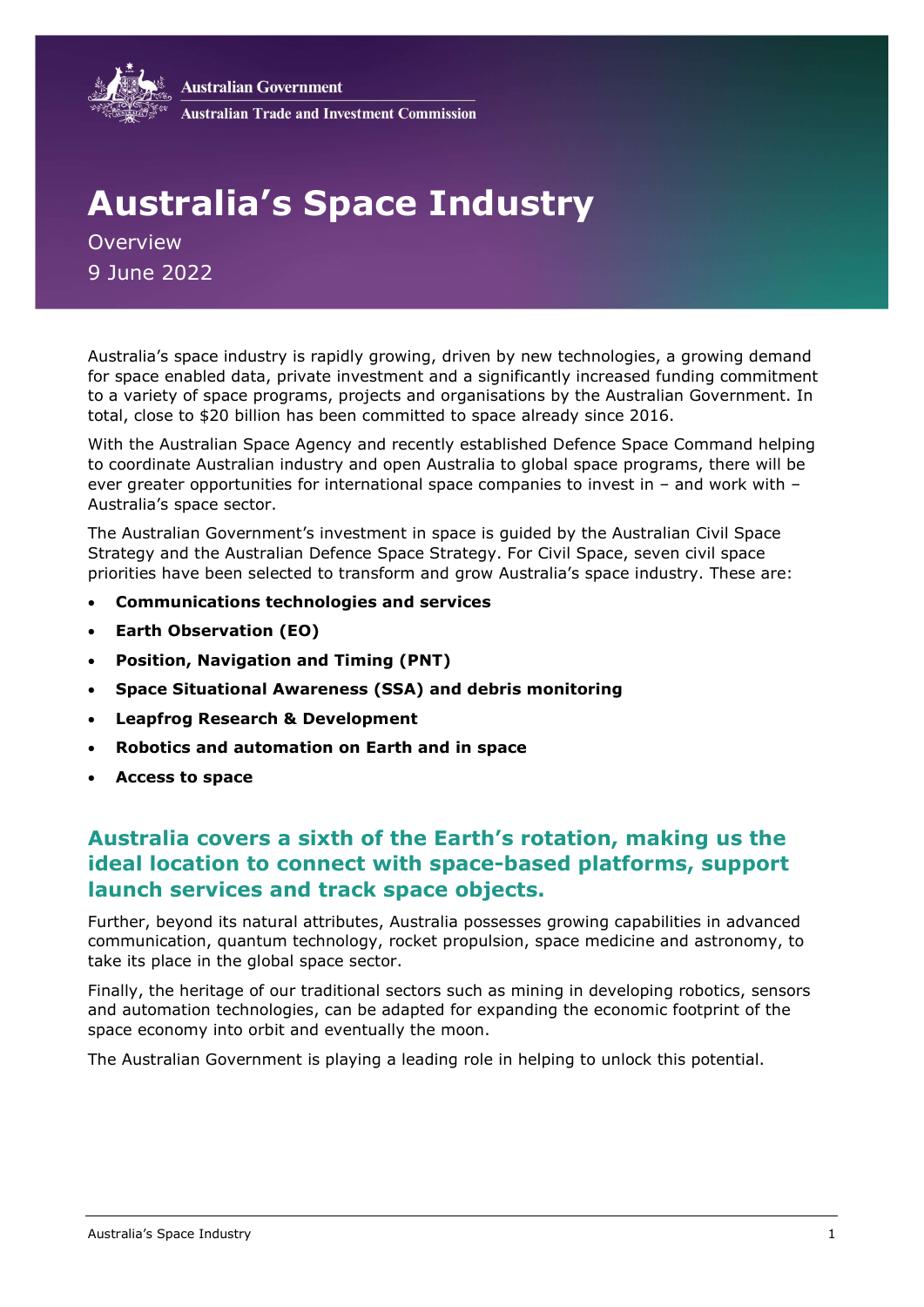Australian Government

Australian Trade and Investment Commission

# Australia's Space Industry

Overview

9 June 2022

Australia's space industry is rapidly growing, driven by new technologies, a growing demand for space enabled data, private investment and a significantly increased funding commitment to a variety of space programs, projects and organisations by the Australian Government. In total, close to $20 billion has been committed to space already since 2016.

With the Australian Space Agency and recently established Defence Space Command helping to coordinate Australian industry and open Australia to global space programs, there will be ever greater opportunities for international space companies to invest in – and work with – Australia's space sector.

The Australian Government's investment in space is guided by the Australian Civil Space Strategy and the Australian Defence Space Strategy. For Civil Space, seven civil space priorities have been selected to transform and grow Australia's space industry. These are:

- **Communications technologies and services**
- **Earth Observation (EO)**
- **Position, Navigation and Timing (PNT)**
- **Space Situational Awareness (SSA) and debris monitoring**
- **Leapfrog Research & Development**
- **Robotics and automation on Earth and in space**
- **Access to space**

## Australia covers a sixth of the Earth's rotation, making us the ideal location to connect with space-based platforms, support launch services and track space objects.

Further, beyond its natural attributes, Australia possesses growing capabilities in advanced communication, quantum technology, rocket propulsion, space medicine and astronomy, to take its place in the global space sector.

Finally, the heritage of our traditional sectors such as mining in developing robotics, sensors and automation technologies, can be adapted for expanding the economic footprint of the space economy into orbit and eventually the moon.

The Australian Government is playing a leading role in helping to unlock this potential.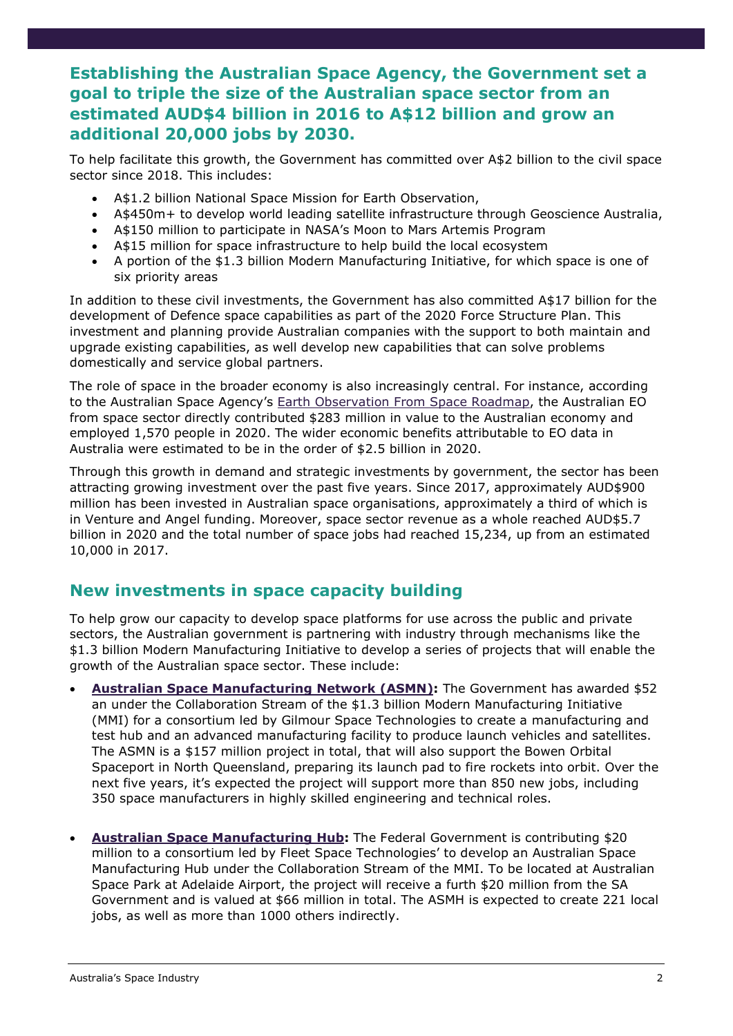## Establishing the Australian Space Agency, the Government set a goal to triple the size of the Australian space sector from an estimated AUD$4 billion in 2016 to A$12 billion and grow an additional 20,000 jobs by 2030.

To help facilitate this growth, the Government has committed over A$2 billion to the civil space sector since 2018. This includes:

- A$1.2 billion National Space Mission for Earth Observation,
- A$450m+ to develop world leading satellite infrastructure through Geoscience Australia,
- A$150 million to participate in NASA's Moon to Mars Artemis Program
- A$15 million for space infrastructure to help build the local ecosystem
- A portion of the $1.3 billion Modern Manufacturing Initiative, for which space is one of six priority areas

In addition to these civil investments, the Government has also committed A$17 billion for the development of Defence space capabilities as part of the 2020 Force Structure Plan. This investment and planning provide Australian companies with the support to both maintain and upgrade existing capabilities, as well develop new capabilities that can solve problems domestically and service global partners.

The role of space in the broader economy is also increasingly central. For instance, according to the Australian Space Agency's [Earth Observation From Space Roadmap](), the Australian EO from space sector directly contributed $283 million in value to the Australian economy and employed 1,570 people in 2020. The wider economic benefits attributable to EO data in Australia were estimated to be in the order of $2.5 billion in 2020.

Through this growth in demand and strategic investments by government, the sector has been attracting growing investment over the past five years. Since 2017, approximately AUD$900 million has been invested in Australian space organisations, approximately a third of which is in Venture and Angel funding. Moreover, space sector revenue as a whole reached AUD$5.7 billion in 2020 and the total number of space jobs had reached 15,234, up from an estimated 10,000 in 2017.

## New investments in space capacity building

To help grow our capacity to develop space platforms for use across the public and private sectors, the Australian government is partnering with industry through mechanisms like the $1.3 billion Modern Manufacturing Initiative to develop a series of projects that will enable the growth of the Australian space sector. These include:

- **[Australian Space Manufacturing Network (ASMN)]():** The Government has awarded $52 an under the Collaboration Stream of the $1.3 billion Modern Manufacturing Initiative (MMI) for a consortium led by Gilmour Space Technologies to create a manufacturing and test hub and an advanced manufacturing facility to produce launch vehicles and satellites. The ASMN is a $157 million project in total, that will also support the Bowen Orbital Spaceport in North Queensland, preparing its launch pad to fire rockets into orbit. Over the next five years, it's expected the project will support more than 850 new jobs, including 350 space manufacturers in highly skilled engineering and technical roles.

- **[Australian Space Manufacturing Hub]():** The Federal Government is contributing $20 million to a consortium led by Fleet Space Technologies' to develop an Australian Space Manufacturing Hub under the Collaboration Stream of the MMI. To be located at Australian Space Park at Adelaide Airport, the project will receive a furth $20 million from the SA Government and is valued at $66 million in total. The ASMH is expected to create 221 local jobs, as well as more than 1000 others indirectly.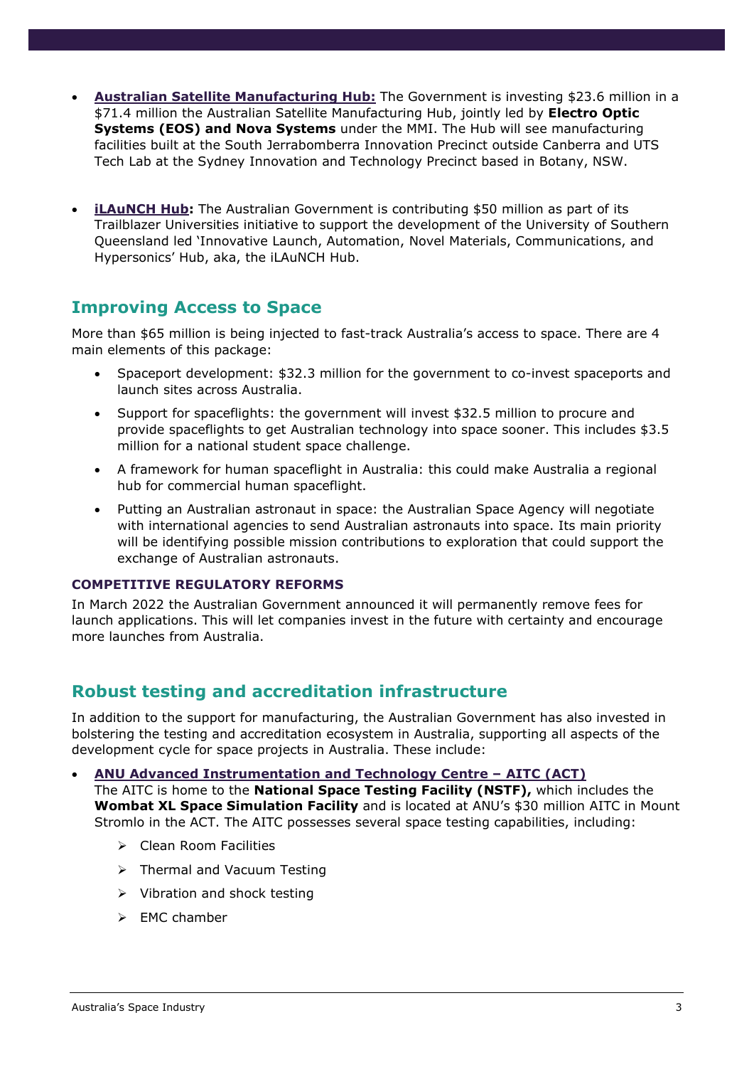- **Australian Satellite Manufacturing Hub:** The Government is investing $23.6 million in a $71.4 million the Australian Satellite Manufacturing Hub, jointly led by **Electro Optic Systems (EOS) and Nova Systems** under the MMI. The Hub will see manufacturing facilities built at the South Jerrabomberra Innovation Precinct outside Canberra and UTS Tech Lab at the Sydney Innovation and Technology Precinct based in Botany, NSW.

- **iLAuNCH Hub:** The Australian Government is contributing $50 million as part of its Trailblazer Universities initiative to support the development of the University of Southern Queensland led 'Innovative Launch, Automation, Novel Materials, Communications, and Hypersonics' Hub, aka, the iLAuNCH Hub.

## Improving Access to Space

More than $65 million is being injected to fast-track Australia's access to space. There are 4 main elements of this package:

- Spaceport development: $32.3 million for the government to co-invest spaceports and launch sites across Australia.
- Support for spaceflights: the government will invest $32.5 million to procure and provide spaceflights to get Australian technology into space sooner. This includes $3.5 million for a national student space challenge.
- A framework for human spaceflight in Australia: this could make Australia a regional hub for commercial human spaceflight.
- Putting an Australian astronaut in space: the Australian Space Agency will negotiate with international agencies to send Australian astronauts into space. Its main priority will be identifying possible mission contributions to exploration that could support the exchange of Australian astronauts.

### COMPETITIVE REGULATORY REFORMS

In March 2022 the Australian Government announced it will permanently remove fees for launch applications. This will let companies invest in the future with certainty and encourage more launches from Australia.

## Robust testing and accreditation infrastructure

In addition to the support for manufacturing, the Australian Government has also invested in bolstering the testing and accreditation ecosystem in Australia, supporting all aspects of the development cycle for space projects in Australia. These include:

- **ANU Advanced Instrumentation and Technology Centre – AITC (ACT)**
  The AITC is home to the **National Space Testing Facility (NSTF),** which includes the **Wombat XL Space Simulation Facility** and is located at ANU's $30 million AITC in Mount Stromlo in the ACT. The AITC possesses several space testing capabilities, including:
    - Clean Room Facilities
    - Thermal and Vacuum Testing
    - Vibration and shock testing
    - EMC chamber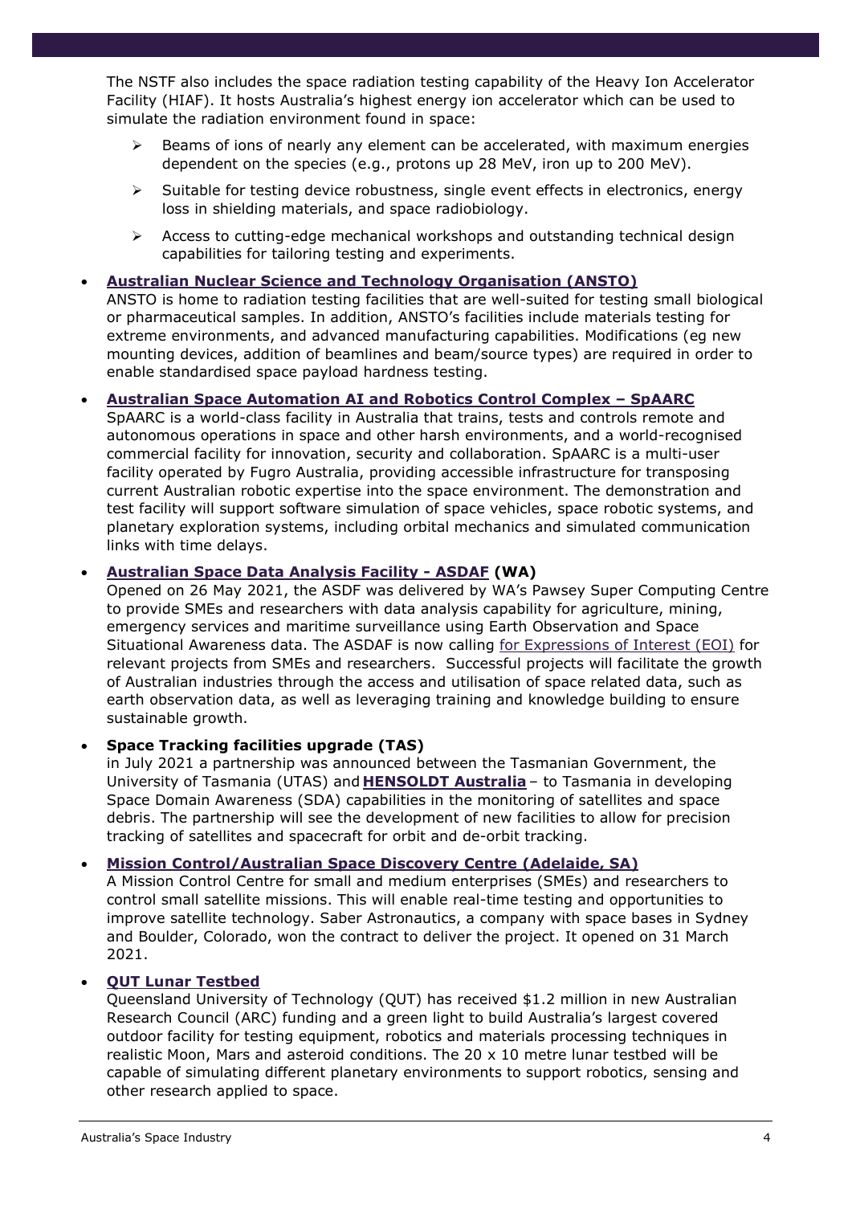The NSTF also includes the space radiation testing capability of the Heavy Ion Accelerator Facility (HIAF). It hosts Australia's highest energy ion accelerator which can be used to simulate the radiation environment found in space:

- Beams of ions of nearly any element can be accelerated, with maximum energies dependent on the species (e.g., protons up 28 MeV, iron up to 200 MeV).
- Suitable for testing device robustness, single event effects in electronics, energy loss in shielding materials, and space radiobiology.
- Access to cutting-edge mechanical workshops and outstanding technical design capabilities for tailoring testing and experiments.

- **Australian Nuclear Science and Technology Organisation (ANSTO)**
  ANSTO is home to radiation testing facilities that are well-suited for testing small biological or pharmaceutical samples. In addition, ANSTO's facilities include materials testing for extreme environments, and advanced manufacturing capabilities. Modifications (eg new mounting devices, addition of beamlines and beam/source types) are required in order to enable standardised space payload hardness testing.

- **Australian Space Automation AI and Robotics Control Complex – SpAARC**
  SpAARC is a world-class facility in Australia that trains, tests and controls remote and autonomous operations in space and other harsh environments, and a world-recognised commercial facility for innovation, security and collaboration. SpAARC is a multi-user facility operated by Fugro Australia, providing accessible infrastructure for transposing current Australian robotic expertise into the space environment. The demonstration and test facility will support software simulation of space vehicles, space robotic systems, and planetary exploration systems, including orbital mechanics and simulated communication links with time delays.

- **Australian Space Data Analysis Facility - ASDAF (WA)**
  Opened on 26 May 2021, the ASDF was delivered by WA's Pawsey Super Computing Centre to provide SMEs and researchers with data analysis capability for agriculture, mining, emergency services and maritime surveillance using Earth Observation and Space Situational Awareness data. The ASDAF is now calling for Expressions of Interest (EOI) for relevant projects from SMEs and researchers. Successful projects will facilitate the growth of Australian industries through the access and utilisation of space related data, such as earth observation data, as well as leveraging training and knowledge building to ensure sustainable growth.

- **Space Tracking facilities upgrade (TAS)**
  in July 2021 a partnership was announced between the Tasmanian Government, the University of Tasmania (UTAS) and **HENSOLDT Australia** – to Tasmania in developing Space Domain Awareness (SDA) capabilities in the monitoring of satellites and space debris. The partnership will see the development of new facilities to allow for precision tracking of satellites and spacecraft for orbit and de-orbit tracking.

- **Mission Control/Australian Space Discovery Centre (Adelaide, SA)**
  A Mission Control Centre for small and medium enterprises (SMEs) and researchers to control small satellite missions. This will enable real-time testing and opportunities to improve satellite technology. Saber Astronautics, a company with space bases in Sydney and Boulder, Colorado, won the contract to deliver the project. It opened on 31 March 2021.

- **QUT Lunar Testbed**
  Queensland University of Technology (QUT) has received $1.2 million in new Australian Research Council (ARC) funding and a green light to build Australia's largest covered outdoor facility for testing equipment, robotics and materials processing techniques in realistic Moon, Mars and asteroid conditions. The 20 x 10 metre lunar testbed will be capable of simulating different planetary environments to support robotics, sensing and other research applied to space.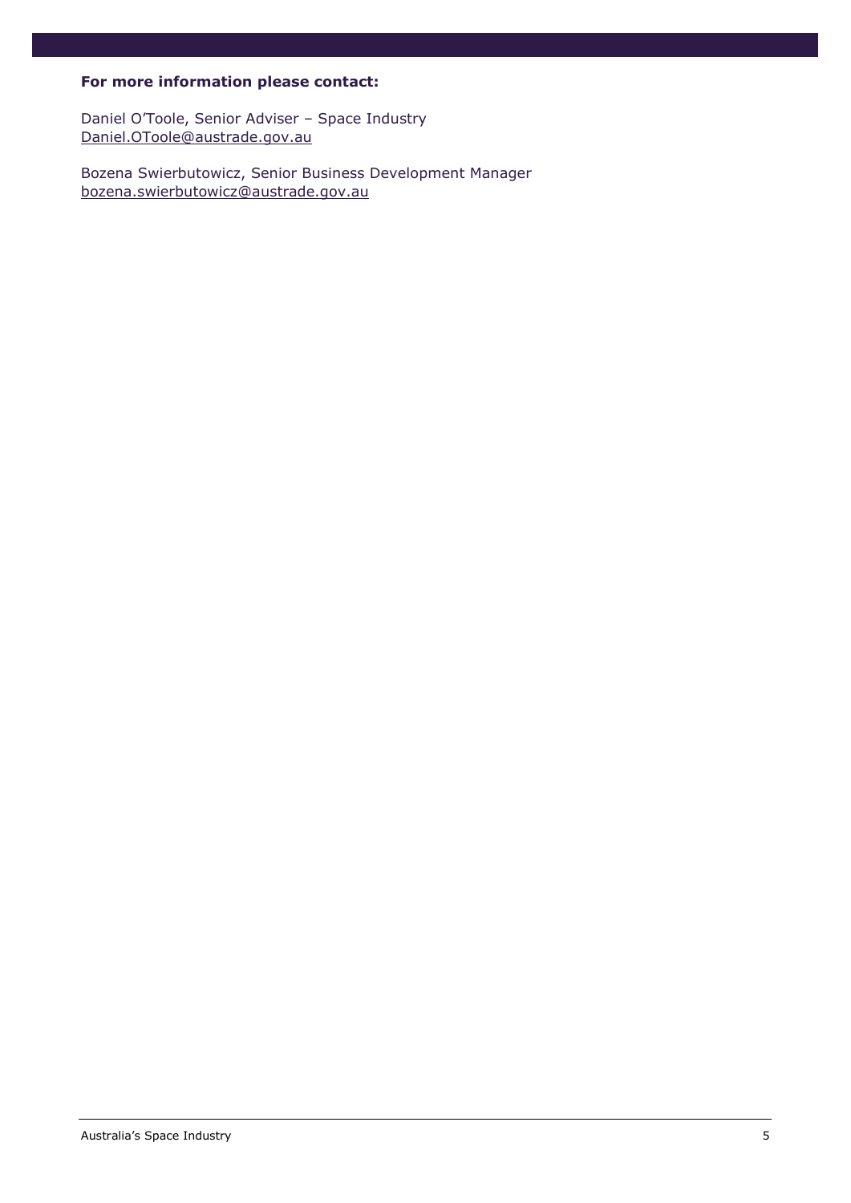**For more information please contact:**

Daniel O'Toole, Senior Adviser – Space Industry
Daniel.OToole@austrade.gov.au

Bozena Swierbutowicz, Senior Business Development Manager
bozena.swierbutowicz@austrade.gov.au